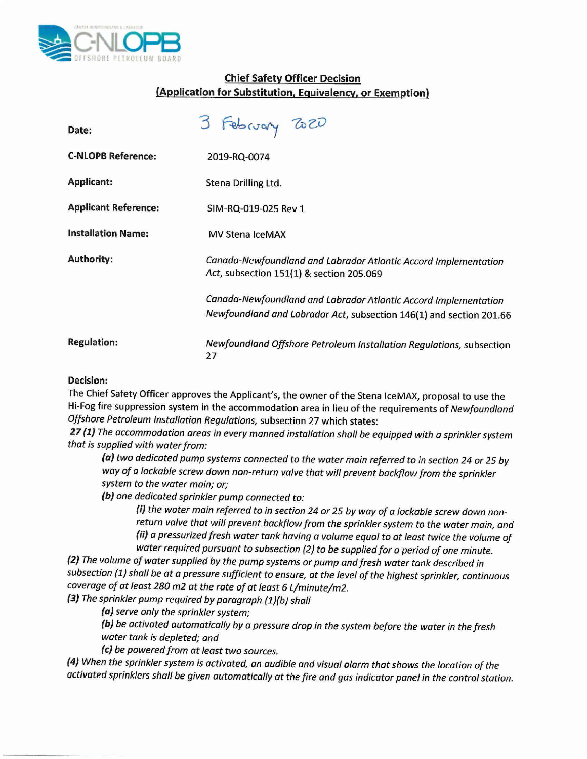## Chief Safety Officer Decision
## (Application for Substitution, Equivalency, or Exemption)

| | |
|---|---|
| **Date:** | 3 February 2020 |
| **C-NLOPB Reference:** | 2019-RQ-0074 |
| **Applicant:** | Stena Drilling Ltd. |
| **Applicant Reference:** | SIM-RQ-019-025 Rev 1 |
| **Installation Name:** | MV Stena IceMAX |
| **Authority:** | *Canada-Newfoundland and Labrador Atlantic Accord Implementation Act*, subsection 151(1) & section 205.069<br><br>*Canada-Newfoundland and Labrador Atlantic Accord Implementation Newfoundland and Labrador Act*, subsection 146(1) and section 201.66 |
| **Regulation:** | *Newfoundland Offshore Petroleum Installation Regulations*, subsection 27 |

**Decision:**

The Chief Safety Officer approves the Applicant's, the owner of the Stena IceMAX, proposal to use the Hi-Fog fire suppression system in the accommodation area in lieu of the requirements of *Newfoundland Offshore Petroleum Installation Regulations*, subsection 27 which states:

***27 (1)*** *The accommodation areas in every manned installation shall be equipped with a sprinkler system that is supplied with water from:*

> ***(a)*** *two dedicated pump systems connected to the water main referred to in section 24 or 25 by way of a lockable screw down non-return valve that will prevent backflow from the sprinkler system to the water main; or;*
>
> ***(b)*** *one dedicated sprinkler pump connected to:*
>
> > ***(i)*** *the water main referred to in section 24 or 25 by way of a lockable screw down non-return valve that will prevent backflow from the sprinkler system to the water main, and*
> >
> > ***(ii)*** *a pressurized fresh water tank having a volume equal to at least twice the volume of water required pursuant to subsection (2) to be supplied for a period of one minute.*

***(2)*** *The volume of water supplied by the pump systems or pump and fresh water tank described in subsection (1) shall be at a pressure sufficient to ensure, at the level of the highest sprinkler, continuous coverage of at least 280 m2 at the rate of at least 6 L/minute/m2.*

***(3)*** *The sprinkler pump required by paragraph (1)(b) shall*

> ***(a)*** *serve only the sprinkler system;*
>
> ***(b)*** *be activated automatically by a pressure drop in the system before the water in the fresh water tank is depleted; and*
>
> ***(c)*** *be powered from at least two sources.*

***(4)*** *When the sprinkler system is activated, an audible and visual alarm that shows the location of the activated sprinklers shall be given automatically at the fire and gas indicator panel in the control station.*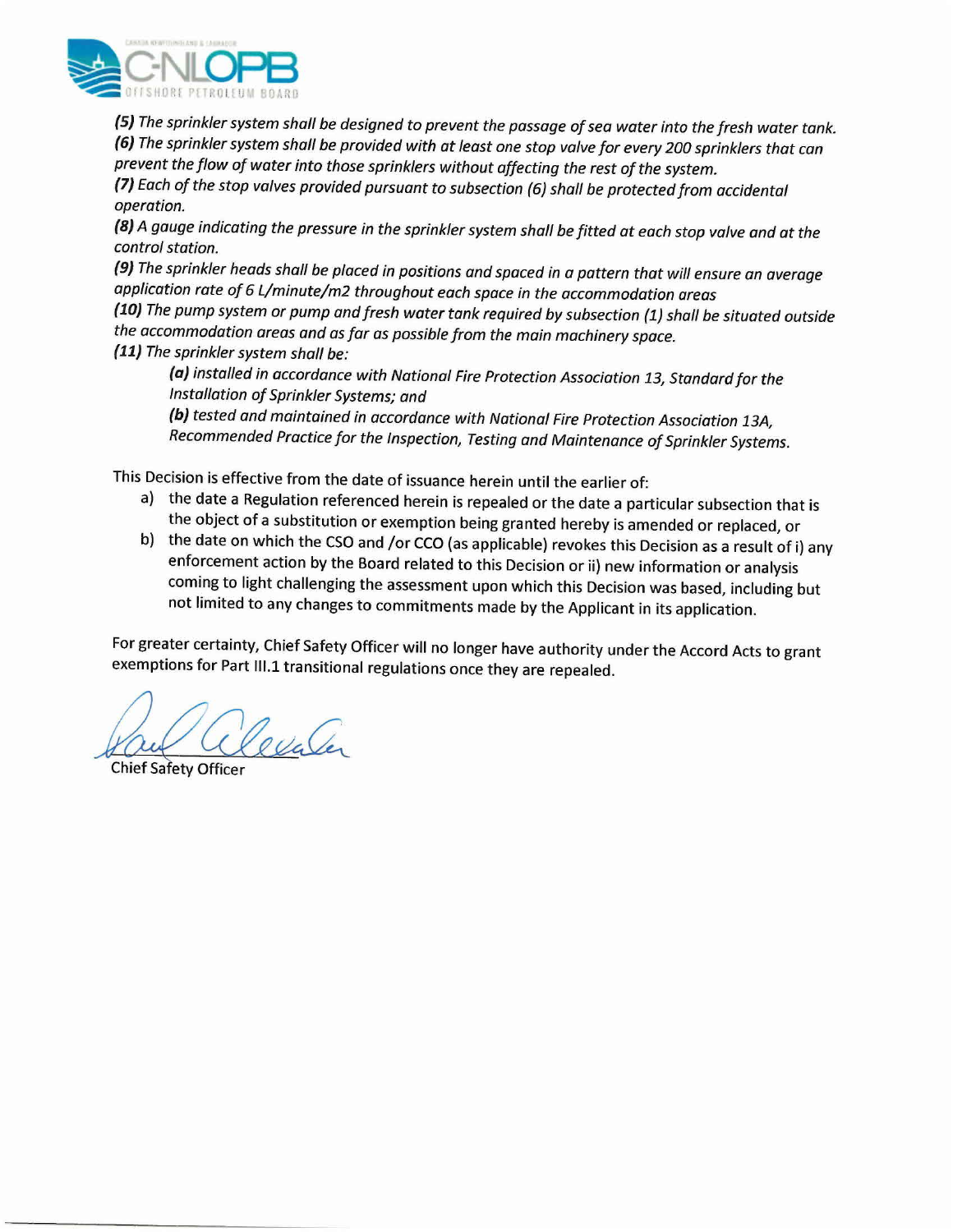*(5) The sprinkler system shall be designed to prevent the passage of sea water into the fresh water tank.*
*(6) The sprinkler system shall be provided with at least one stop valve for every 200 sprinklers that can prevent the flow of water into those sprinklers without affecting the rest of the system.*
*(7) Each of the stop valves provided pursuant to subsection (6) shall be protected from accidental operation.*
*(8) A gauge indicating the pressure in the sprinkler system shall be fitted at each stop valve and at the control station.*
*(9) The sprinkler heads shall be placed in positions and spaced in a pattern that will ensure an average application rate of 6 L/minute/m2 throughout each space in the accommodation areas*
*(10) The pump system or pump and fresh water tank required by subsection (1) shall be situated outside the accommodation areas and as far as possible from the main machinery space.*
*(11) The sprinkler system shall be:*

> *(a) installed in accordance with National Fire Protection Association 13, Standard for the Installation of Sprinkler Systems; and*
> *(b) tested and maintained in accordance with National Fire Protection Association 13A, Recommended Practice for the Inspection, Testing and Maintenance of Sprinkler Systems.*

This Decision is effective from the date of issuance herein until the earlier of:

a) the date a Regulation referenced herein is repealed or the date a particular subsection that is the object of a substitution or exemption being granted hereby is amended or replaced, or
b) the date on which the CSO and /or CCO (as applicable) revokes this Decision as a result of i) any enforcement action by the Board related to this Decision or ii) new information or analysis coming to light challenging the assessment upon which this Decision was based, including but not limited to any changes to commitments made by the Applicant in its application.

For greater certainty, Chief Safety Officer will no longer have authority under the Accord Acts to grant exemptions for Part III.1 transitional regulations once they are repealed.

Chief Safety Officer